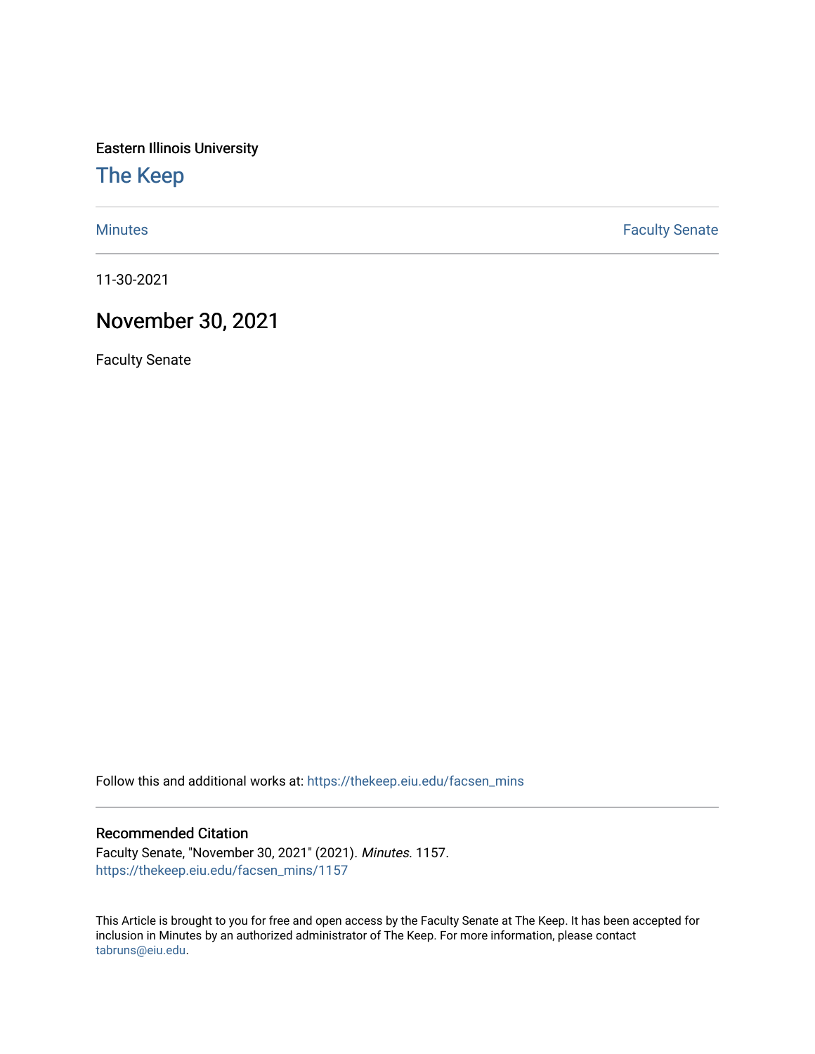Eastern Illinois University

# The Keep

Minutes | Faculty Senate

11-30-2021

## November 30, 2021

Faculty Senate

Follow this and additional works at: https://thekeep.eiu.edu/facsen_mins

### Recommended Citation

Faculty Senate, "November 30, 2021" (2021). *Minutes*. 1157.
https://thekeep.eiu.edu/facsen_mins/1157

This Article is brought to you for free and open access by the Faculty Senate at The Keep. It has been accepted for inclusion in Minutes by an authorized administrator of The Keep. For more information, please contact tabruns@eiu.edu.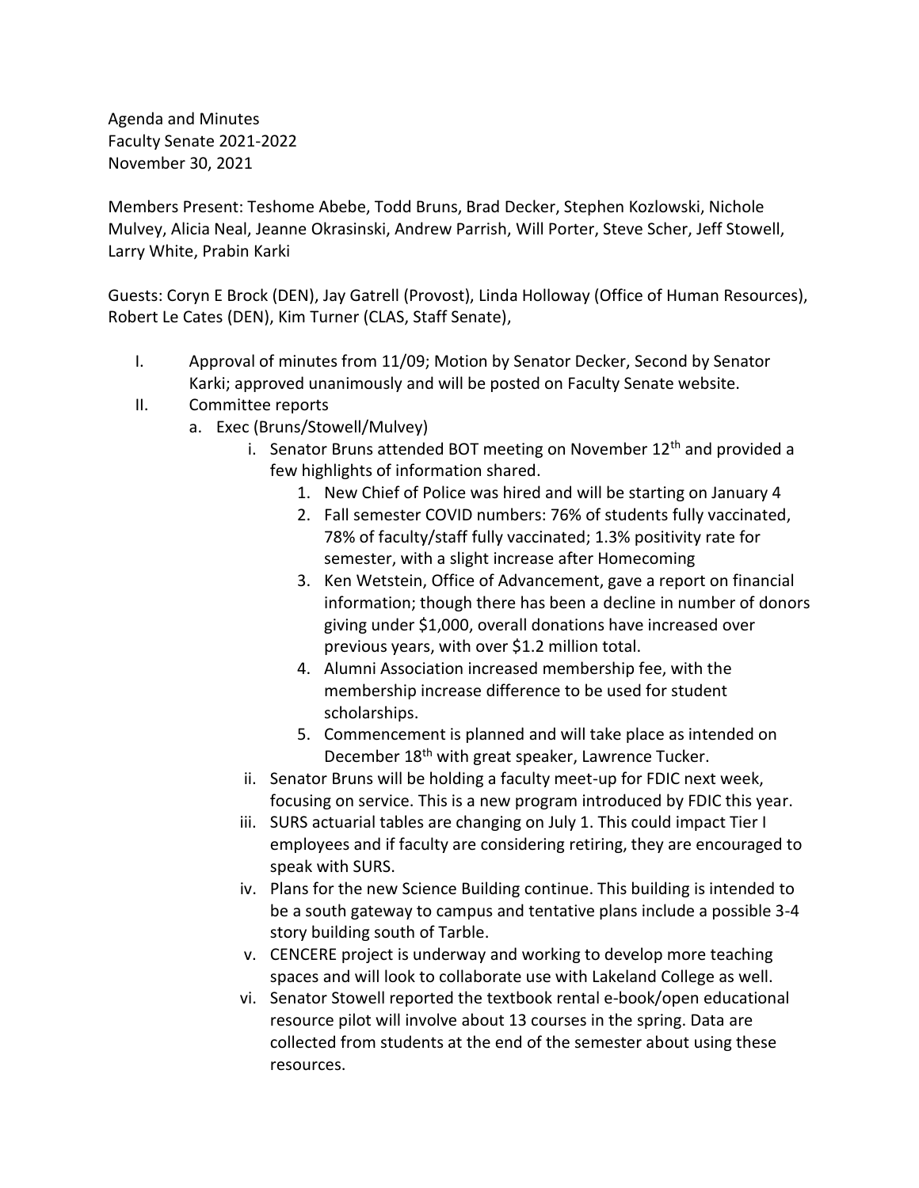Agenda and Minutes
Faculty Senate 2021-2022
November 30, 2021

Members Present: Teshome Abebe, Todd Bruns, Brad Decker, Stephen Kozlowski, Nichole Mulvey, Alicia Neal, Jeanne Okrasinski, Andrew Parrish, Will Porter, Steve Scher, Jeff Stowell, Larry White, Prabin Karki

Guests: Coryn E Brock (DEN), Jay Gatrell (Provost), Linda Holloway (Office of Human Resources), Robert Le Cates (DEN), Kim Turner (CLAS, Staff Senate),

I. Approval of minutes from 11/09; Motion by Senator Decker, Second by Senator Karki; approved unanimously and will be posted on Faculty Senate website.

II. Committee reports
   a. Exec (Bruns/Stowell/Mulvey)
      i. Senator Bruns attended BOT meeting on November 12th and provided a few highlights of information shared.
         1. New Chief of Police was hired and will be starting on January 4
         2. Fall semester COVID numbers: 76% of students fully vaccinated, 78% of faculty/staff fully vaccinated; 1.3% positivity rate for semester, with a slight increase after Homecoming
         3. Ken Wetstein, Office of Advancement, gave a report on financial information; though there has been a decline in number of donors giving under $1,000, overall donations have increased over previous years, with over $1.2 million total.
         4. Alumni Association increased membership fee, with the membership increase difference to be used for student scholarships.
         5. Commencement is planned and will take place as intended on December 18th with great speaker, Lawrence Tucker.
      ii. Senator Bruns will be holding a faculty meet-up for FDIC next week, focusing on service. This is a new program introduced by FDIC this year.
      iii. SURS actuarial tables are changing on July 1. This could impact Tier I employees and if faculty are considering retiring, they are encouraged to speak with SURS.
      iv. Plans for the new Science Building continue. This building is intended to be a south gateway to campus and tentative plans include a possible 3-4 story building south of Tarble.
      v. CENCERE project is underway and working to develop more teaching spaces and will look to collaborate use with Lakeland College as well.
      vi. Senator Stowell reported the textbook rental e-book/open educational resource pilot will involve about 13 courses in the spring. Data are collected from students at the end of the semester about using these resources.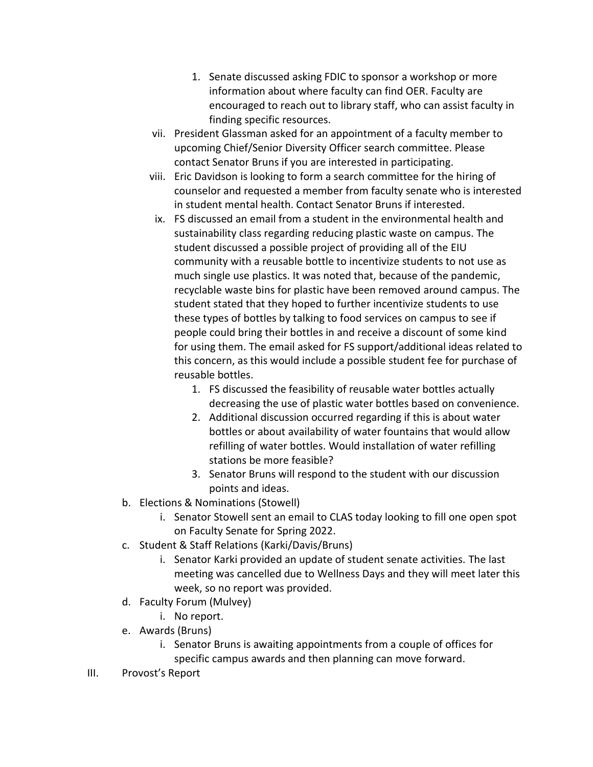1. Senate discussed asking FDIC to sponsor a workshop or more information about where faculty can find OER. Faculty are encouraged to reach out to library staff, who can assist faculty in finding specific resources.

vii. President Glassman asked for an appointment of a faculty member to upcoming Chief/Senior Diversity Officer search committee. Please contact Senator Bruns if you are interested in participating.

viii. Eric Davidson is looking to form a search committee for the hiring of counselor and requested a member from faculty senate who is interested in student mental health. Contact Senator Bruns if interested.

ix. FS discussed an email from a student in the environmental health and sustainability class regarding reducing plastic waste on campus. The student discussed a possible project of providing all of the EIU community with a reusable bottle to incentivize students to not use as much single use plastics. It was noted that, because of the pandemic, recyclable waste bins for plastic have been removed around campus. The student stated that they hoped to further incentivize students to use these types of bottles by talking to food services on campus to see if people could bring their bottles in and receive a discount of some kind for using them. The email asked for FS support/additional ideas related to this concern, as this would include a possible student fee for purchase of reusable bottles.

   1. FS discussed the feasibility of reusable water bottles actually decreasing the use of plastic water bottles based on convenience.
   2. Additional discussion occurred regarding if this is about water bottles or about availability of water fountains that would allow refilling of water bottles. Would installation of water refilling stations be more feasible?
   3. Senator Bruns will respond to the student with our discussion points and ideas.

b. Elections & Nominations (Stowell)

   i. Senator Stowell sent an email to CLAS today looking to fill one open spot on Faculty Senate for Spring 2022.

c. Student & Staff Relations (Karki/Davis/Bruns)

   i. Senator Karki provided an update of student senate activities. The last meeting was cancelled due to Wellness Days and they will meet later this week, so no report was provided.

d. Faculty Forum (Mulvey)

   i. No report.

e. Awards (Bruns)

   i. Senator Bruns is awaiting appointments from a couple of offices for specific campus awards and then planning can move forward.

III. Provost's Report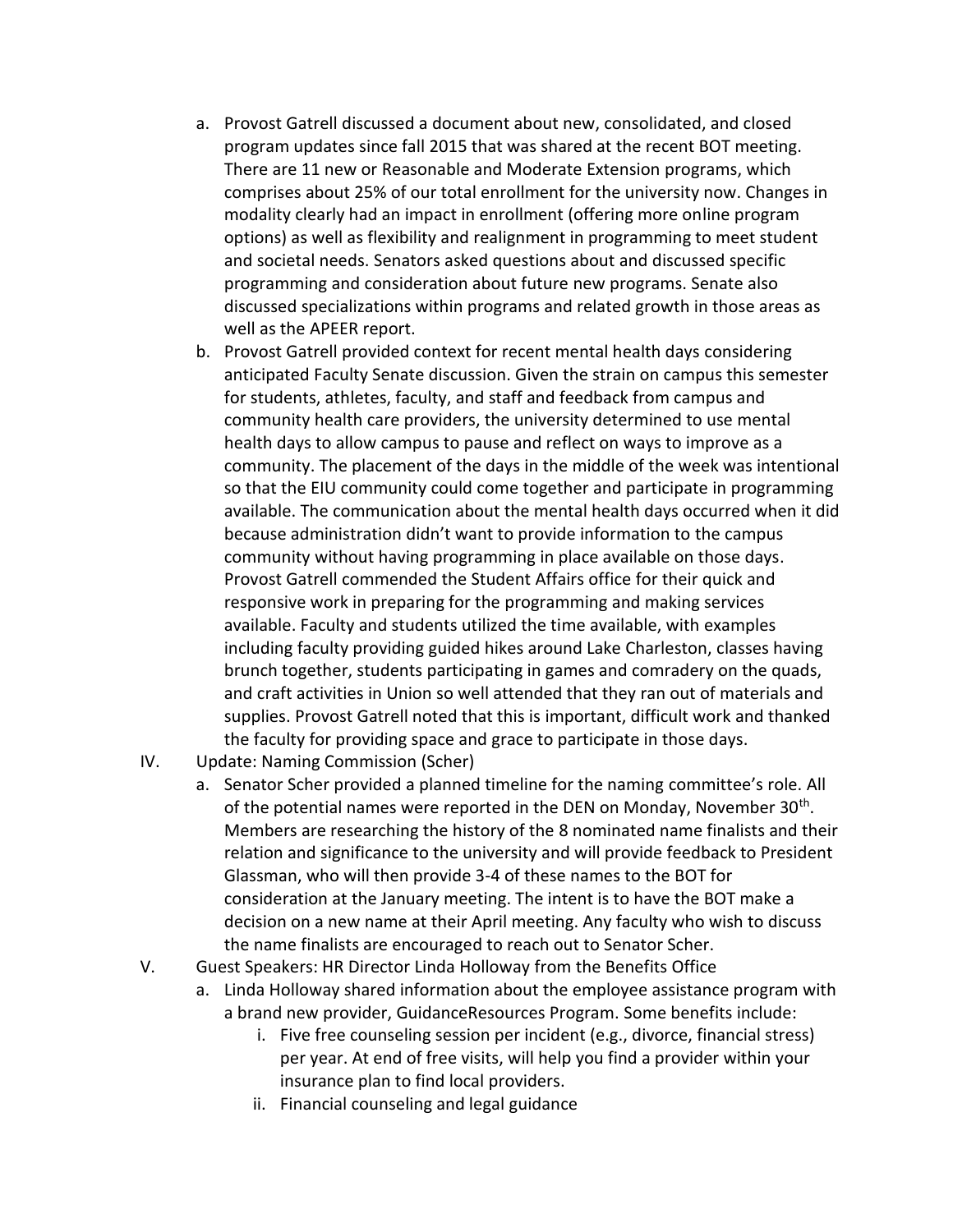a. Provost Gatrell discussed a document about new, consolidated, and closed program updates since fall 2015 that was shared at the recent BOT meeting. There are 11 new or Reasonable and Moderate Extension programs, which comprises about 25% of our total enrollment for the university now. Changes in modality clearly had an impact in enrollment (offering more online program options) as well as flexibility and realignment in programming to meet student and societal needs. Senators asked questions about and discussed specific programming and consideration about future new programs. Senate also discussed specializations within programs and related growth in those areas as well as the APEER report.

b. Provost Gatrell provided context for recent mental health days considering anticipated Faculty Senate discussion. Given the strain on campus this semester for students, athletes, faculty, and staff and feedback from campus and community health care providers, the university determined to use mental health days to allow campus to pause and reflect on ways to improve as a community. The placement of the days in the middle of the week was intentional so that the EIU community could come together and participate in programming available. The communication about the mental health days occurred when it did because administration didn't want to provide information to the campus community without having programming in place available on those days. Provost Gatrell commended the Student Affairs office for their quick and responsive work in preparing for the programming and making services available. Faculty and students utilized the time available, with examples including faculty providing guided hikes around Lake Charleston, classes having brunch together, students participating in games and comradery on the quads, and craft activities in Union so well attended that they ran out of materials and supplies. Provost Gatrell noted that this is important, difficult work and thanked the faculty for providing space and grace to participate in those days.

IV. Update: Naming Commission (Scher)

a. Senator Scher provided a planned timeline for the naming committee's role. All of the potential names were reported in the DEN on Monday, November 30th. Members are researching the history of the 8 nominated name finalists and their relation and significance to the university and will provide feedback to President Glassman, who will then provide 3-4 of these names to the BOT for consideration at the January meeting. The intent is to have the BOT make a decision on a new name at their April meeting. Any faculty who wish to discuss the name finalists are encouraged to reach out to Senator Scher.

V. Guest Speakers: HR Director Linda Holloway from the Benefits Office

a. Linda Holloway shared information about the employee assistance program with a brand new provider, GuidanceResources Program. Some benefits include:

i. Five free counseling session per incident (e.g., divorce, financial stress) per year. At end of free visits, will help you find a provider within your insurance plan to find local providers.

ii. Financial counseling and legal guidance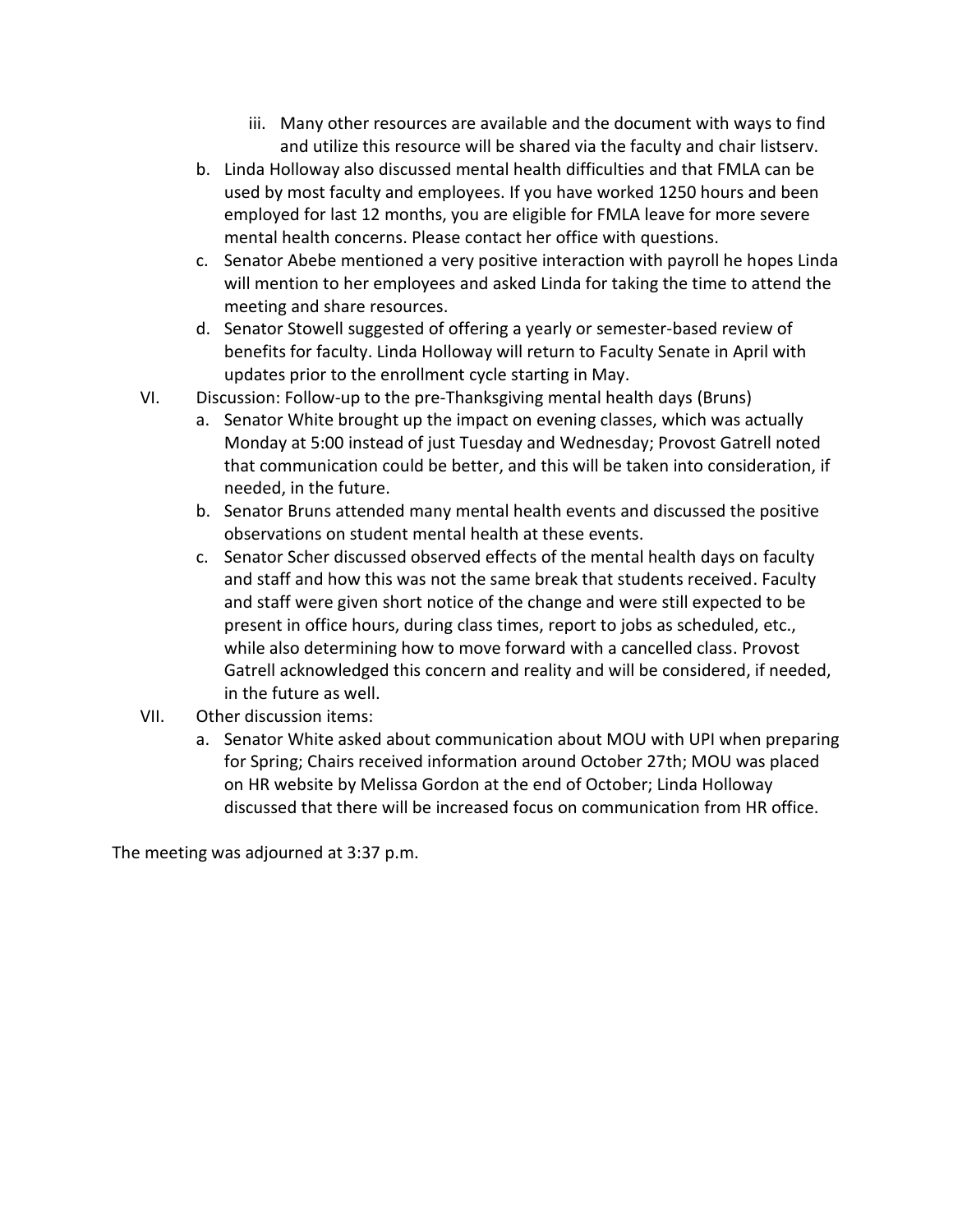- iii. Many other resources are available and the document with ways to find and utilize this resource will be shared via the faculty and chair listserv.
  - b. Linda Holloway also discussed mental health difficulties and that FMLA can be used by most faculty and employees. If you have worked 1250 hours and been employed for last 12 months, you are eligible for FMLA leave for more severe mental health concerns. Please contact her office with questions.
  - c. Senator Abebe mentioned a very positive interaction with payroll he hopes Linda will mention to her employees and asked Linda for taking the time to attend the meeting and share resources.
  - d. Senator Stowell suggested of offering a yearly or semester-based review of benefits for faculty. Linda Holloway will return to Faculty Senate in April with updates prior to the enrollment cycle starting in May.

VI. Discussion: Follow-up to the pre-Thanksgiving mental health days (Bruns)
  - a. Senator White brought up the impact on evening classes, which was actually Monday at 5:00 instead of just Tuesday and Wednesday; Provost Gatrell noted that communication could be better, and this will be taken into consideration, if needed, in the future.
  - b. Senator Bruns attended many mental health events and discussed the positive observations on student mental health at these events.
  - c. Senator Scher discussed observed effects of the mental health days on faculty and staff and how this was not the same break that students received. Faculty and staff were given short notice of the change and were still expected to be present in office hours, during class times, report to jobs as scheduled, etc., while also determining how to move forward with a cancelled class. Provost Gatrell acknowledged this concern and reality and will be considered, if needed, in the future as well.

VII. Other discussion items:
  - a. Senator White asked about communication about MOU with UPI when preparing for Spring; Chairs received information around October 27th; MOU was placed on HR website by Melissa Gordon at the end of October; Linda Holloway discussed that there will increased focus on communication from HR office.

The meeting was adjourned at 3:37 p.m.